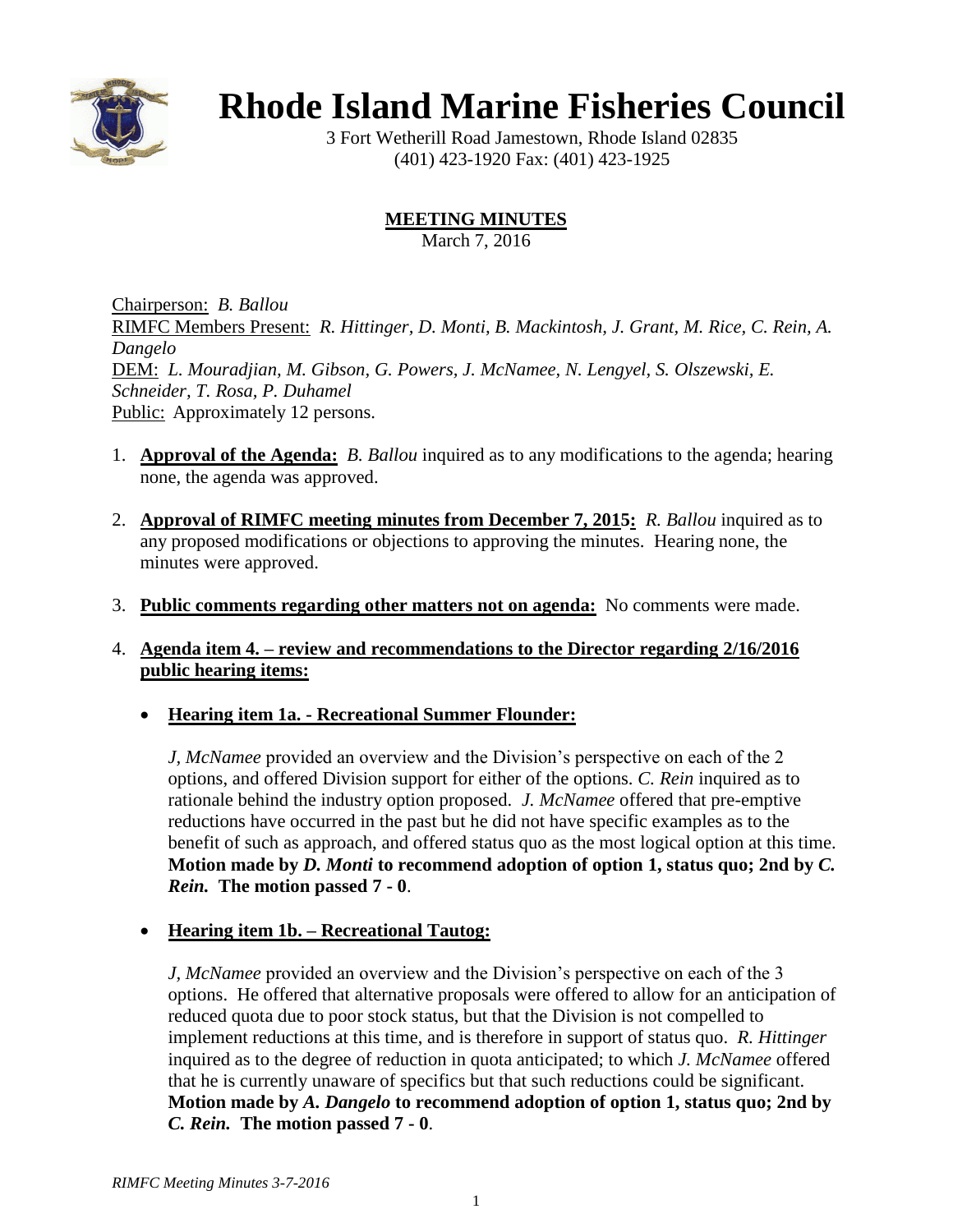# Rhode Island Marine Fisheries Council

3 Fort Wetherill Road Jamestown, Rhode Island 02835
(401) 423-1920 Fax: (401) 423-1925

## MEETING MINUTES

March 7, 2016

Chairperson: *B. Ballou*
RIMFC Members Present: *R. Hittinger, D. Monti, B. Mackintosh, J. Grant, M. Rice, C. Rein, A. Dangelo*
DEM: *L. Mouradjian, M. Gibson, G. Powers, J. McNamee, N. Lengyel, S. Olszewski, E. Schneider, T. Rosa, P. Duhamel*
Public: Approximately 12 persons.

1. **Approval of the Agenda:** *B. Ballou* inquired as to any modifications to the agenda; hearing none, the agenda was approved.

2. **Approval of RIMFC meeting minutes from December 7, 2015:** *R. Ballou* inquired as to any proposed modifications or objections to approving the minutes. Hearing none, the minutes were approved.

3. **Public comments regarding other matters not on agenda:** No comments were made.

4. **Agenda item 4. – review and recommendations to the Director regarding 2/16/2016 public hearing items:**

   - **Hearing item 1a. - Recreational Summer Flounder:**

     *J, McNamee* provided an overview and the Division's perspective on each of the 2 options, and offered Division support for either of the options. *C. Rein* inquired as to rationale behind the industry option proposed. *J. McNamee* offered that pre-emptive reductions have occurred in the past but he did not have specific examples as to the benefit of such as approach, and offered status quo as the most logical option at this time. **Motion made by *D. Monti* to recommend adoption of option 1, status quo; 2nd by *C. Rein.* The motion passed 7 - 0**.

   - **Hearing item 1b. – Recreational Tautog:**

     *J, McNamee* provided an overview and the Division's perspective on each of the 3 options. He offered that alternative proposals were offered to allow for an anticipation of reduced quota due to poor stock status, but that the Division is not compelled to implement reductions at this time, and is therefore in support of status quo. *R. Hittinger* inquired as to the degree of reduction in quota anticipated; to which *J. McNamee* offered that he is currently unaware of specifics but that such reductions could be significant. **Motion made by *A. Dangelo* to recommend adoption of option 1, status quo; 2nd by *C. Rein.* The motion passed 7 - 0**.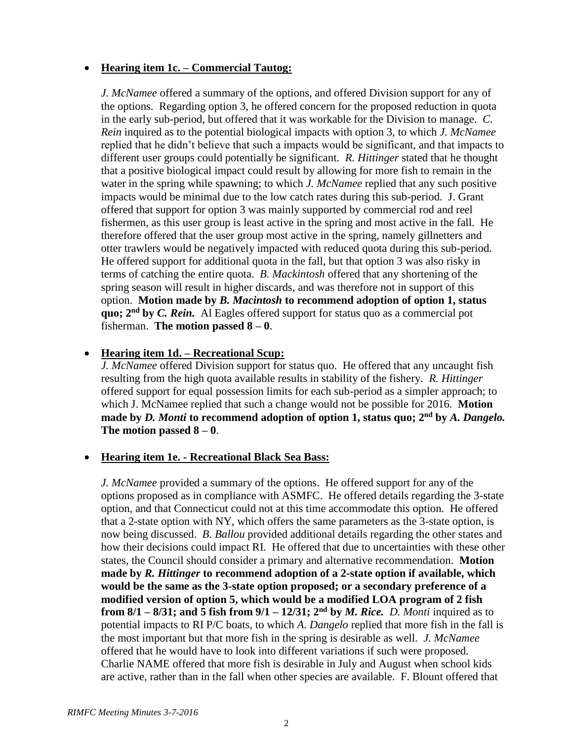- **Hearing item 1c. – Commercial Tautog:**

  *J. McNamee* offered a summary of the options, and offered Division support for any of the options. Regarding option 3, he offered concern for the proposed reduction in quota in the early sub-period, but offered that it was workable for the Division to manage. *C. Rein* inquired as to the potential biological impacts with option 3, to which *J. McNamee* replied that he didn't believe that such a impacts would be significant, and that impacts to different user groups could potentially be significant. *R. Hittinger* stated that he thought that a positive biological impact could result by allowing for more fish to remain in the water in the spring while spawning; to which *J. McNamee* replied that any such positive impacts would be minimal due to the low catch rates during this sub-period. J. Grant offered that support for option 3 was mainly supported by commercial rod and reel fishermen, as this user group is least active in the spring and most active in the fall. He therefore offered that the user group most active in the spring, namely gillnetters and otter trawlers would be negatively impacted with reduced quota during this sub-period. He offered support for additional quota in the fall, but that option 3 was also risky in terms of catching the entire quota. *B. Mackintosh* offered that any shortening of the spring season will result in higher discards, and was therefore not in support of this option. **Motion made by *B. Macintosh* to recommend adoption of option 1, status quo; 2nd by *C. Rein*.** Al Eagles offered support for status quo as a commercial pot fisherman. **The motion passed 8 – 0**.

- **Hearing item 1d. – Recreational Scup:**

  *J. McNamee* offered Division support for status quo. He offered that any uncaught fish resulting from the high quota available results in stability of the fishery. *R. Hittinger* offered support for equal possession limits for each sub-period as a simpler approach; to which J. McNamee replied that such a change would not be possible for 2016. **Motion made by *D. Monti* to recommend adoption of option 1, status quo; 2nd by *A. Dangelo*. The motion passed 8 – 0**.

- **Hearing item 1e. - Recreational Black Sea Bass:**

  *J. McNamee* provided a summary of the options. He offered support for any of the options proposed as in compliance with ASMFC. He offered details regarding the 3-state option, and that Connecticut could not at this time accommodate this option. He offered that a 2-state option with NY, which offers the same parameters as the 3-state option, is now being discussed. *B. Ballou* provided additional details regarding the other states and how their decisions could impact RI. He offered that due to uncertainties with these other states, the Council should consider a primary and alternative recommendation. **Motion made by *R. Hittinger* to recommend adoption of a 2-state option if available, which would be the same as the 3-state option proposed; or a secondary preference of a modified version of option 5, which would be a modified LOA program of 2 fish from 8/1 – 8/31; and 5 fish from 9/1 – 12/31; 2nd by *M. Rice*.** *D. Monti* inquired as to potential impacts to RI P/C boats, to which *A. Dangelo* replied that more fish in the fall is the most important but that more fish in the spring is desirable as well. *J. McNamee* offered that he would have to look into different variations if such were proposed. Charlie NAME offered that more fish is desirable in July and August when school kids are active, rather than in the fall when other species are available. F. Blount offered that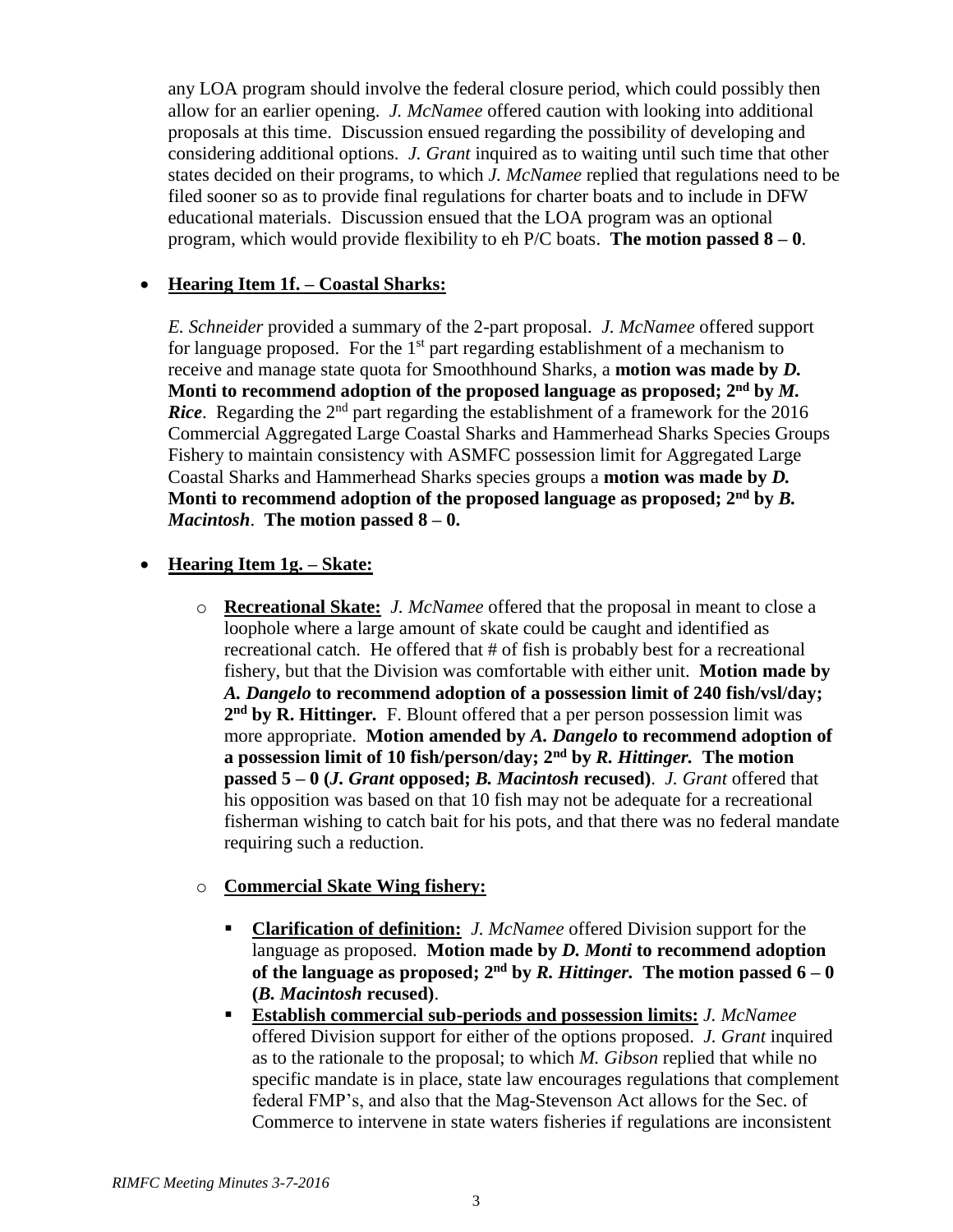any LOA program should involve the federal closure period, which could possibly then allow for an earlier opening. *J. McNamee* offered caution with looking into additional proposals at this time. Discussion ensued regarding the possibility of developing and considering additional options. *J. Grant* inquired as to waiting until such time that other states decided on their programs, to which *J. McNamee* replied that regulations need to be filed sooner so as to provide final regulations for charter boats and to include in DFW educational materials. Discussion ensued that the LOA program was an optional program, which would provide flexibility to eh P/C boats. **The motion passed 8 – 0**.

- **Hearing Item 1f. – Coastal Sharks:**

  *E. Schneider* provided a summary of the 2-part proposal. *J. McNamee* offered support for language proposed. For the 1st part regarding establishment of a mechanism to receive and manage state quota for Smoothhound Sharks, a **motion was made by *D. Monti* to recommend adoption of the proposed language as proposed; 2nd by *M. Rice***. Regarding the 2nd part regarding the establishment of a framework for the 2016 Commercial Aggregated Large Coastal Sharks and Hammerhead Sharks Species Groups Fishery to maintain consistency with ASMFC possession limit for Aggregated Large Coastal Sharks and Hammerhead Sharks species groups a **motion was made by *D. Monti* to recommend adoption of the proposed language as proposed; 2nd by *B. Macintosh***. **The motion passed 8 – 0.**

- **Hearing Item 1g. – Skate:**

  - **Recreational Skate:** *J. McNamee* offered that the proposal in meant to close a loophole where a large amount of skate could be caught and identified as recreational catch. He offered that # of fish is probably best for a recreational fishery, but that the Division was comfortable with either unit. **Motion made by *A. Dangelo* to recommend adoption of a possession limit of 240 fish/vsl/day; 2nd by R. Hittinger.** F. Blount offered that a per person possession limit was more appropriate. **Motion amended by *A. Dangelo* to recommend adoption of a possession limit of 10 fish/person/day; 2nd by *R. Hittinger.* The motion passed 5 – 0 (*J. Grant* opposed; *B. Macintosh* recused)**. *J. Grant* offered that his opposition was based on that 10 fish may not be adequate for a recreational fisherman wishing to catch bait for his pots, and that there was no federal mandate requiring such a reduction.

  - **Commercial Skate Wing fishery:**

    - **Clarification of definition:** *J. McNamee* offered Division support for the language as proposed. **Motion made by *D. Monti* to recommend adoption of the language as proposed; 2nd by *R. Hittinger.* The motion passed 6 – 0 (*B. Macintosh* recused)**.
    - **Establish commercial sub-periods and possession limits:** *J. McNamee* offered Division support for either of the options proposed. *J. Grant* inquired as to the rationale to the proposal; to which *M. Gibson* replied that while no specific mandate is in place, state law encourages regulations that complement federal FMP's, and also that the Mag-Stevenson Act allows for the Sec. of Commerce to intervene in state waters fisheries if regulations are inconsistent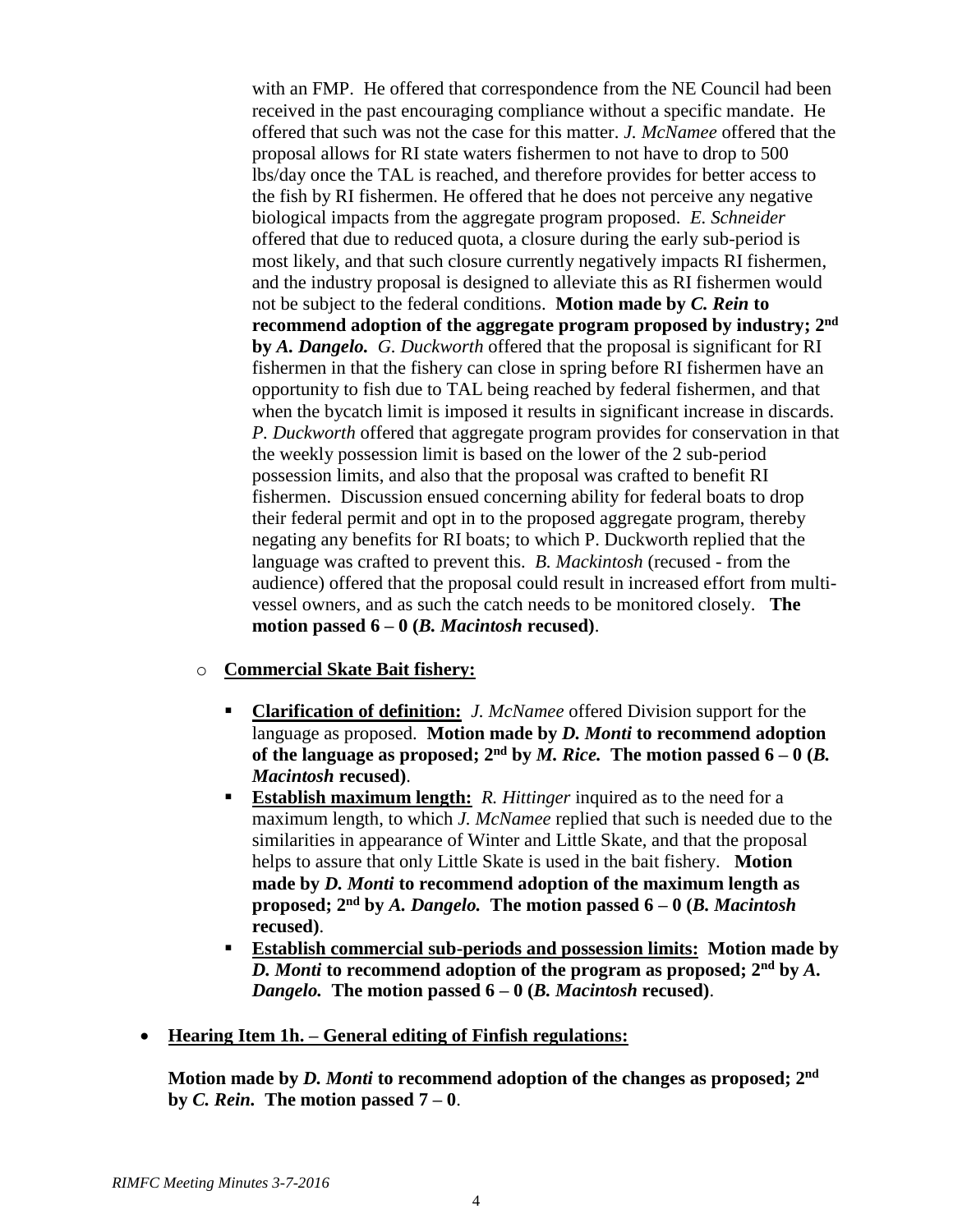with an FMP. He offered that correspondence from the NE Council had been received in the past encouraging compliance without a specific mandate. He offered that such was not the case for this matter. *J. McNamee* offered that the proposal allows for RI state waters fishermen to not have to drop to 500 lbs/day once the TAL is reached, and therefore provides for better access to the fish by RI fishermen. He offered that he does not perceive any negative biological impacts from the aggregate program proposed. *E. Schneider* offered that due to reduced quota, a closure during the early sub-period is most likely, and that such closure currently negatively impacts RI fishermen, and the industry proposal is designed to alleviate this as RI fishermen would not be subject to the federal conditions. **Motion made by *C. Rein* to recommend adoption of the aggregate program proposed by industry; 2nd by *A. Dangelo.*** *G. Duckworth* offered that the proposal is significant for RI fishermen in that the fishery can close in spring before RI fishermen have an opportunity to fish due to TAL being reached by federal fishermen, and that when the bycatch limit is imposed it results in significant increase in discards. *P. Duckworth* offered that aggregate program provides for conservation in that the weekly possession limit is based on the lower of the 2 sub-period possession limits, and also that the proposal was crafted to benefit RI fishermen. Discussion ensued concerning ability for federal boats to drop their federal permit and opt in to the proposed aggregate program, thereby negating any benefits for RI boats; to which P. Duckworth replied that the language was crafted to prevent this. *B. Mackintosh* (recused - from the audience) offered that the proposal could result in increased effort from multi-vessel owners, and as such the catch needs to be monitored closely. **The motion passed 6 – 0 (*B. Macintosh* recused)**.

- **<u>Commercial Skate Bait fishery:</u>**
  - **<u>Clarification of definition:</u>** *J. McNamee* offered Division support for the language as proposed. **Motion made by *D. Monti* to recommend adoption of the language as proposed; 2nd by *M. Rice.* The motion passed 6 – 0 (*B. Macintosh* recused)**.
  - **<u>Establish maximum length:</u>** *R. Hittinger* inquired as to the need for a maximum length, to which *J. McNamee* replied that such is needed due to the similarities in appearance of Winter and Little Skate, and that the proposal helps to assure that only Little Skate is used in the bait fishery. **Motion made by *D. Monti* to recommend adoption of the maximum length as proposed; 2nd by *A. Dangelo.* The motion passed 6 – 0 (*B. Macintosh* recused)**.
  - **<u>Establish commercial sub-periods and possession limits:</u> Motion made by *D. Monti* to recommend adoption of the program as proposed; 2nd by *A. Dangelo.* The motion passed 6 – 0 (*B. Macintosh* recused)**.

- **<u>Hearing Item 1h. – General editing of Finfish regulations:</u>**

  **Motion made by *D. Monti* to recommend adoption of the changes as proposed; 2nd by *C. Rein.* The motion passed 7 – 0**.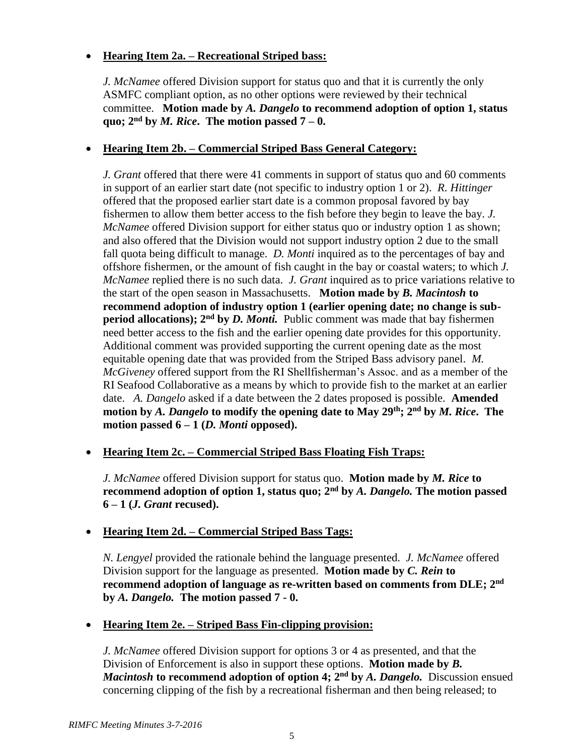- **Hearing Item 2a. – Recreational Striped bass:**

  *J. McNamee* offered Division support for status quo and that it is currently the only ASMFC compliant option, as no other options were reviewed by their technical committee. **Motion made by *A. Dangelo* to recommend adoption of option 1, status quo; 2nd by *M. Rice*. The motion passed 7 – 0.**

- **Hearing Item 2b. – Commercial Striped Bass General Category:**

  *J. Grant* offered that there were 41 comments in support of status quo and 60 comments in support of an earlier start date (not specific to industry option 1 or 2). *R. Hittinger* offered that the proposed earlier start date is a common proposal favored by bay fishermen to allow them better access to the fish before they begin to leave the bay. *J. McNamee* offered Division support for either status quo or industry option 1 as shown; and also offered that the Division would not support industry option 2 due to the small fall quota being difficult to manage. *D. Monti* inquired as to the percentages of bay and offshore fishermen, or the amount of fish caught in the bay or coastal waters; to which *J. McNamee* replied there is no such data. *J. Grant* inquired as to price variations relative to the start of the open season in Massachusetts. **Motion made by *B. Macintosh* to recommend adoption of industry option 1 (earlier opening date; no change is sub-period allocations); 2nd by *D. Monti.*** Public comment was made that bay fishermen need better access to the fish and the earlier opening date provides for this opportunity. Additional comment was provided supporting the current opening date as the most equitable opening date that was provided from the Striped Bass advisory panel. *M. McGiveney* offered support from the RI Shellfisherman's Assoc. and as a member of the RI Seafood Collaborative as a means by which to provide fish to the market at an earlier date. *A. Dangelo* asked if a date between the 2 dates proposed is possible. **Amended motion by *A. Dangelo* to modify the opening date to May 29th; 2nd by *M. Rice*. The motion passed 6 – 1 (*D. Monti* opposed).**

- **Hearing Item 2c. – Commercial Striped Bass Floating Fish Traps:**

  *J. McNamee* offered Division support for status quo. **Motion made by *M. Rice* to recommend adoption of option 1, status quo; 2nd by *A. Dangelo.* The motion passed 6 – 1 (*J. Grant* recused).**

- **Hearing Item 2d. – Commercial Striped Bass Tags:**

  *N. Lengyel* provided the rationale behind the language presented. *J. McNamee* offered Division support for the language as presented. **Motion made by *C. Rein* to recommend adoption of language as re-written based on comments from DLE; 2nd by *A. Dangelo.* The motion passed 7 - 0.**

- **Hearing Item 2e. – Striped Bass Fin-clipping provision:**

  *J. McNamee* offered Division support for options 3 or 4 as presented, and that the Division of Enforcement is also in support these options. **Motion made by *B. Macintosh* to recommend adoption of option 4; 2nd by *A. Dangelo.*** Discussion ensued concerning clipping of the fish by a recreational fisherman and then being released; to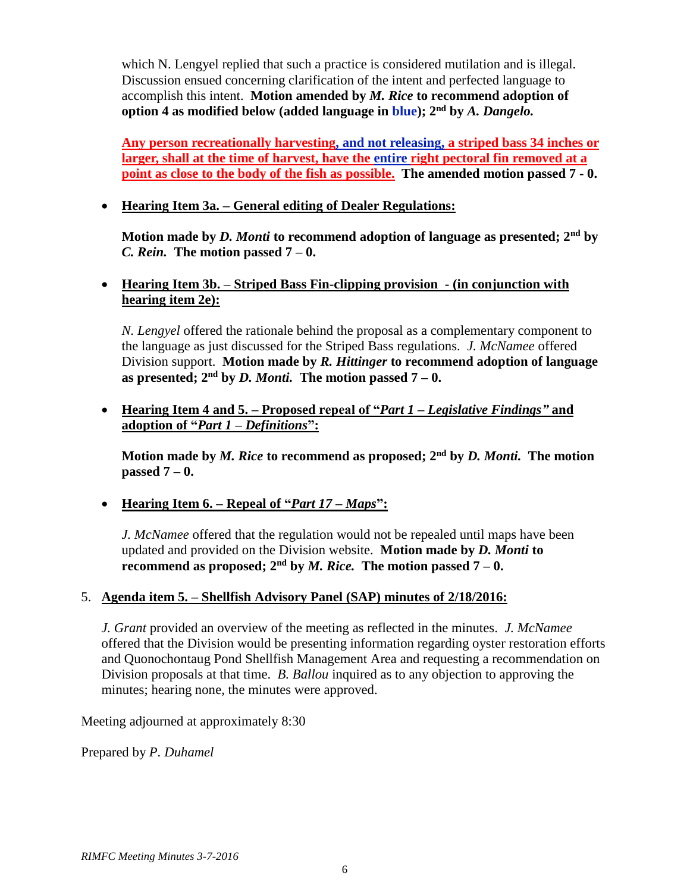which N. Lengyel replied that such a practice is considered mutilation and is illegal. Discussion ensued concerning clarification of the intent and perfected language to accomplish this intent. **Motion amended by *M. Rice* to recommend adoption of option 4 as modified below (added language in blue); 2nd by *A. Dangelo.***

**Any person recreationally harvesting, and not releasing, a striped bass 34 inches or larger, shall at the time of harvest, have the entire right pectoral fin removed at a point as close to the body of the fish as possible.** **The amended motion passed 7 - 0.**

- **Hearing Item 3a. – General editing of Dealer Regulations:**

  **Motion made by *D. Monti* to recommend adoption of language as presented; 2nd by *C. Rein.* The motion passed 7 – 0.**

- **Hearing Item 3b. – Striped Bass Fin-clipping provision - (in conjunction with hearing item 2e):**

  *N. Lengyel* offered the rationale behind the proposal as a complementary component to the language as just discussed for the Striped Bass regulations. *J. McNamee* offered Division support. **Motion made by *R. Hittinger* to recommend adoption of language as presented; 2nd by *D. Monti.* The motion passed 7 – 0.**

- **Hearing Item 4 and 5. – Proposed repeal of "*Part 1 – Legislative Findings*" and adoption of "*Part 1 – Definitions*":**

  **Motion made by *M. Rice* to recommend as proposed; 2nd by *D. Monti.* The motion passed 7 – 0.**

- **Hearing Item 6. – Repeal of "*Part 17 – Maps*":**

  *J. McNamee* offered that the regulation would not be repealed until maps have been updated and provided on the Division website. **Motion made by *D. Monti* to recommend as proposed; 2nd by *M. Rice.* The motion passed 7 – 0.**

5. **Agenda item 5. – Shellfish Advisory Panel (SAP) minutes of 2/18/2016:**

   *J. Grant* provided an overview of the meeting as reflected in the minutes. *J. McNamee* offered that the Division would be presenting information regarding oyster restoration efforts and Quonochontaug Pond Shellfish Management Area and requesting a recommendation on Division proposals at that time. *B. Ballou* inquired as to any objection to approving the minutes; hearing none, the minutes were approved.

Meeting adjourned at approximately 8:30

Prepared by *P. Duhamel*